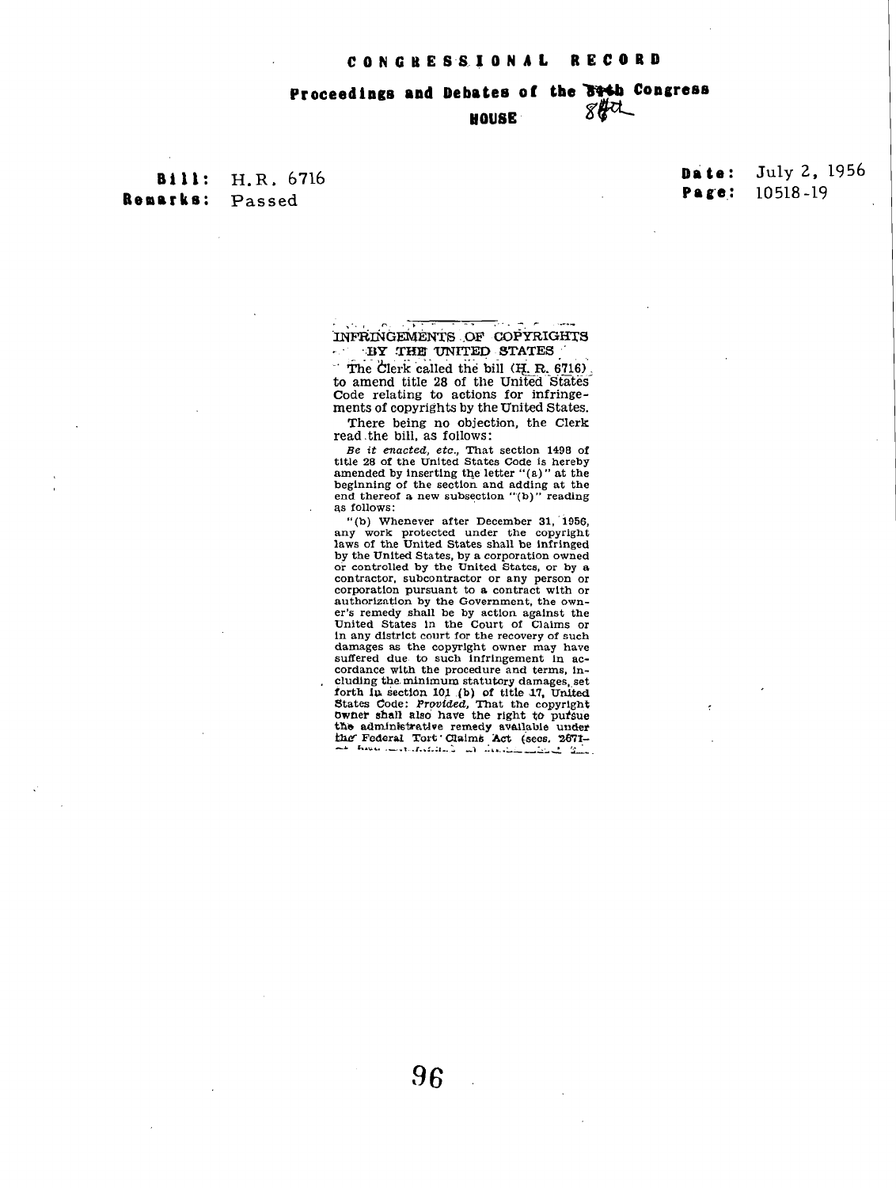# CONGRESSIONAL RECORD

## Proceedings and Debates of the ~~84th~~ 84th Congress

### HOUSE

**Bill:** H.R. 6716
**Remarks:** Passed

**Date:** July 2, 1956
**Page:** 10518-19

## INFRINGEMENTS OF COPYRIGHTS BY THE UNITED STATES

The Clerk called the bill (H. R. 6716) to amend title 28 of the United States Code relating to actions for infringements of copyrights by the United States.

There being no objection, the Clerk read the bill, as follows:

*Be it enacted, etc.*, That section 1498 of title 28 of the United States Code is hereby amended by inserting the letter "(a)" at the beginning of the section and adding at the end thereof a new subsection "(b)" reading as follows:

"(b) Whenever after December 31, 1956, any work protected under the copyright laws of the United States shall be infringed by the United States, by a corporation owned or controlled by the United States, or by a contractor, subcontractor or any person or corporation pursuant to a contract with or authorization by the Government, the owner's remedy shall be by action against the United States in the Court of Claims or in any district court for the recovery of such damages as the copyright owner may have suffered due to such infringement in accordance with the procedure and terms, including the minimum statutory damages, set forth in section 101 (b) of title 17, United States Code: *Provided*, That the copyright owner shall also have the right to pursue the administrative remedy available under the Federal Tort Claims Act (secs. 2671–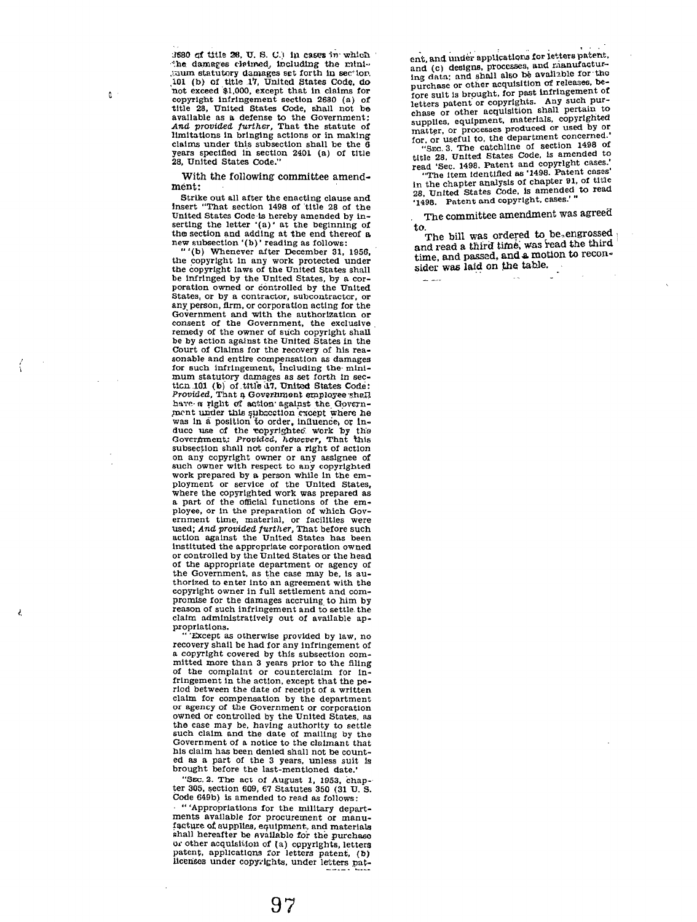2680 of title 28, U. S. C.) in cases in which the damages claimed, including the minimum statutory damages set forth in section 101 (b) of title 17, United States Code, do not exceed $1,000, except that in claims for copyright infringement section 2680 (a) of title 28, United States Code, shall not be available as a defense to the Government: *And provided further,* That the statute of limitations in bringing actions or in making claims under this subsection shall be the 6 years specified in section 2401 (a) of title 28, United States Code."

With the following committee amendment:

Strike out all after the enacting clause and insert "That section 1498 of title 28 of the United States Code is hereby amended by inserting the letter '(a)' at the beginning of the section and adding at the end thereof a new subsection '(b)' reading as follows:

"'(b) Whenever after December 31, 1956, the copyright in any work protected under the copyright laws of the United States shall be infringed by the United States, by a corporation owned or controlled by the United States, or by a contractor, subcontractor, or any person, firm, or corporation acting for the Government and with the authorization or consent of the Government, the exclusive remedy of the owner of such copyright shall be by action against the United States in the Court of Claims for the recovery of his reasonable and entire compensation as damages for such infringement, including the minimum statutory damages as set forth in section 101 (b) of title 17, United States Code: *Provided,* That a Government employee shall have a right of action against the Government under this subsection except where he was in a position to order, influence, or induce use of the copyrighted work by the Government: *Provided, however,* That this subsection shall not confer a right of action on any copyright owner or any assignee of such owner with respect to any copyrighted work prepared by a person while in the employment or service of the United States, where the copyrighted work was prepared as a part of the official functions of the employee, or in the preparation of which Government time, material, or facilities were used; *And provided further,* That before such action against the United States has been instituted the appropriate corporation owned or controlled by the United States or the head of the appropriate department or agency of the Government, as the case may be, is authorized to enter into an agreement with the copyright owner in full settlement and compromise for the damages accruing to him by reason of such infringement and to settle the claim administratively out of available appropriations.

"'Except as otherwise provided by law, no recovery shall be had for any infringement of a copyright covered by this subsection committed more than 3 years prior to the filing of the complaint or counterclaim for infringement in the action, except that the period between the date of receipt of a written claim for compensation by the department or agency of the Government or corporation owned or controlled by the United States, as the case may be, having authority to settle such claim and the date of mailing by the Government of a notice to the claimant that his claim has been denied shall not be counted as a part of the 3 years, unless suit is brought before the last-mentioned date.'

"SEC. 2. The act of August 1, 1953, chapter 305, section 609, 67 Statutes 350 (31 U. S. Code 649b) is amended to read as follows:

"'Appropriations for the military departments available for procurement or manufacture of supplies, equipment, and materials shall hereafter be available for the purchase or other acquisition of (a) copyrights, letters patent, applications for letters patent, (b) licenses under copyrights, under letters patent, and under applications for letters patent, and (c) designs, processes, and manufacturing data; and shall also be available for the purchase or other acquisition of releases, before suit is brought, for past infringement of letters patent or copyrights. Any such purchase or other acquisition shall pertain to supplies, equipment, materials, copyrighted matter, or processes produced or used by or for, or useful to, the department concerned.'

"SEC. 3. The catchline of section 1498 of title 28, United States Code, is amended to read 'Sec. 1498. Patent and copyright cases.'

"The item identified as '1498. Patent cases' in the chapter analysis of chapter 91, of title 28, United States Code, is amended to read '1498. Patent and copyright, cases.'"

The committee amendment was agreed to.

The bill was ordered to be engrossed and read a third time, was read the third time, and passed, and a motion to reconsider was laid on the table.